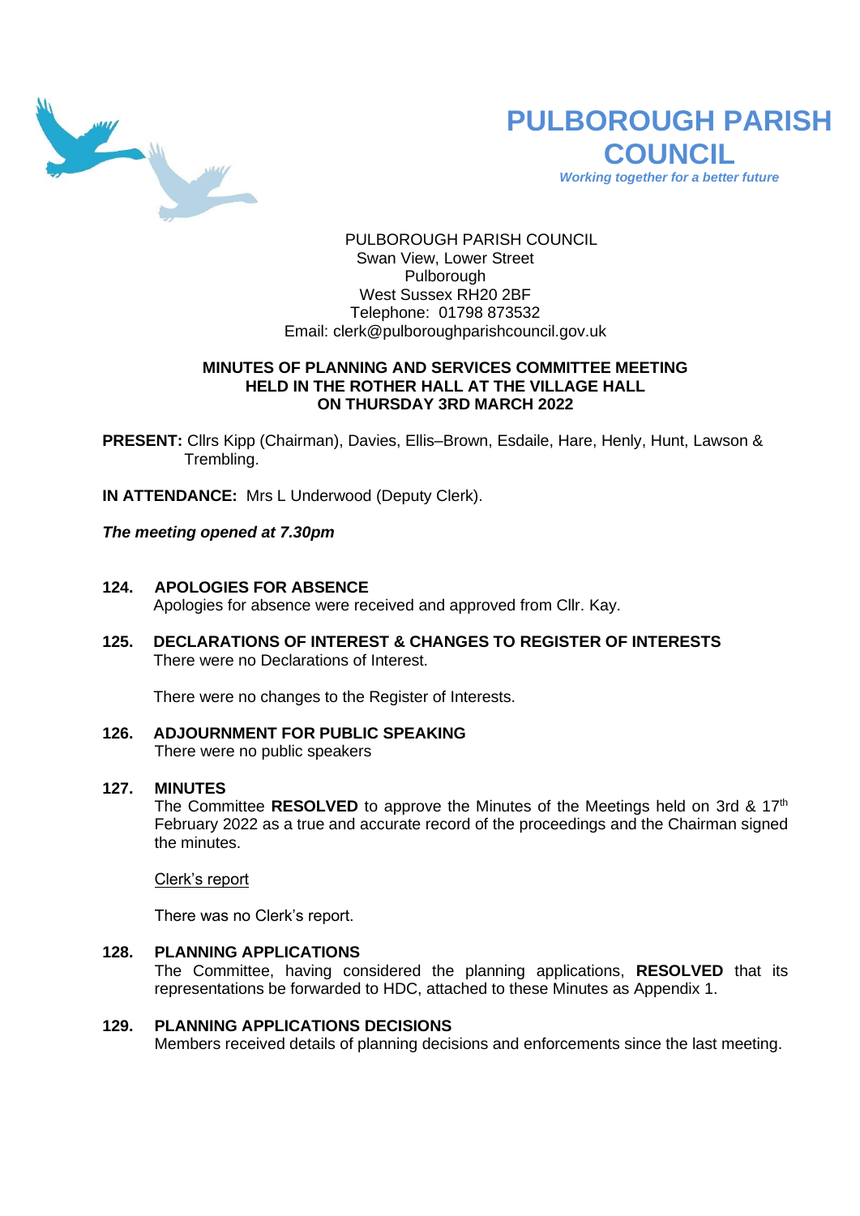# PULBOROUGH PARISH COUNCIL

*Working together for a better future*

PULBOROUGH PARISH COUNCIL
Swan View, Lower Street
Pulborough
West Sussex RH20 2BF
Telephone: 01798 873532
Email: clerk@pulboroughparishcouncil.gov.uk

**MINUTES OF PLANNING AND SERVICES COMMITTEE MEETING HELD IN THE ROTHER HALL AT THE VILLAGE HALL ON THURSDAY 3RD MARCH 2022**

**PRESENT:** Cllrs Kipp (Chairman), Davies, Ellis–Brown, Esdaile, Hare, Henly, Hunt, Lawson & Trembling.

**IN ATTENDANCE:** Mrs L Underwood (Deputy Clerk).

***The meeting opened at 7.30pm***

**124. APOLOGIES FOR ABSENCE**

Apologies for absence were received and approved from Cllr. Kay.

**125. DECLARATIONS OF INTEREST & CHANGES TO REGISTER OF INTERESTS**

There were no Declarations of Interest.

There were no changes to the Register of Interests.

**126. ADJOURNMENT FOR PUBLIC SPEAKING**

There were no public speakers

**127. MINUTES**

The Committee **RESOLVED** to approve the Minutes of the Meetings held on 3rd & 17th February 2022 as a true and accurate record of the proceedings and the Chairman signed the minutes.

Clerk's report

There was no Clerk's report.

**128. PLANNING APPLICATIONS**

The Committee, having considered the planning applications, **RESOLVED** that its representations be forwarded to HDC, attached to these Minutes as Appendix 1.

**129. PLANNING APPLICATIONS DECISIONS**

Members received details of planning decisions and enforcements since the last meeting.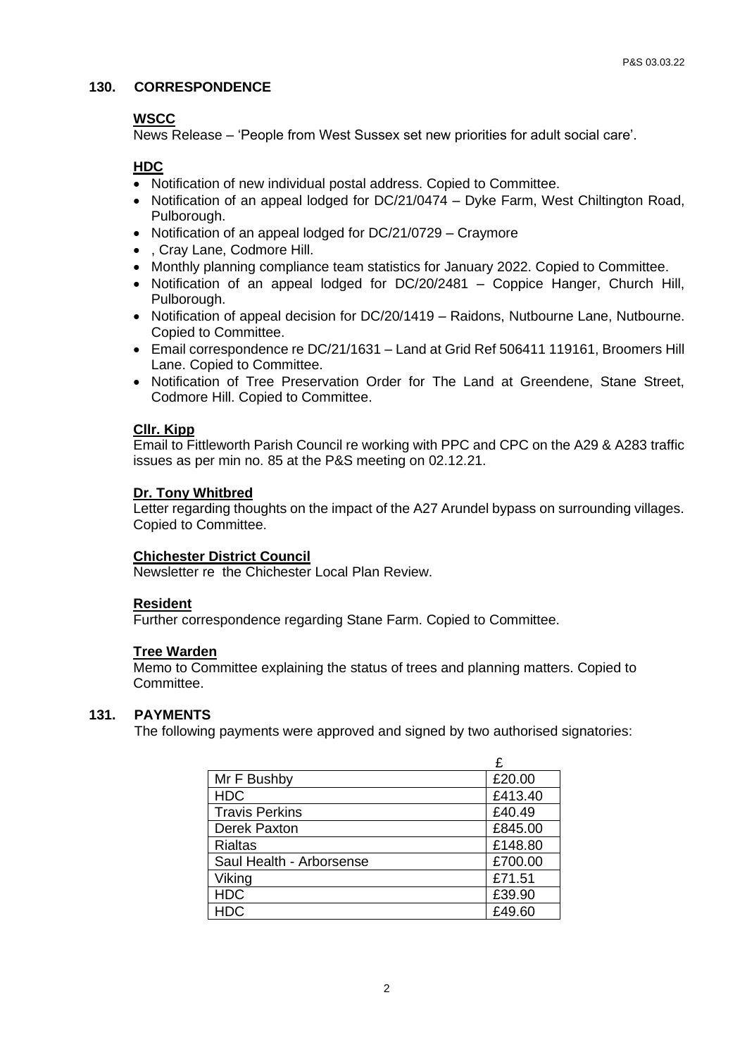## 130. CORRESPONDENCE

**WSCC**

News Release – 'People from West Sussex set new priorities for adult social care'.

**HDC**

- Notification of new individual postal address. Copied to Committee.
- Notification of an appeal lodged for DC/21/0474 – Dyke Farm, West Chiltington Road, Pulborough.
- Notification of an appeal lodged for DC/21/0729 – Craymore
- , Cray Lane, Codmore Hill.
- Monthly planning compliance team statistics for January 2022. Copied to Committee.
- Notification of an appeal lodged for DC/20/2481 – Coppice Hanger, Church Hill, Pulborough.
- Notification of appeal decision for DC/20/1419 – Raidons, Nutbourne Lane, Nutbourne. Copied to Committee.
- Email correspondence re DC/21/1631 – Land at Grid Ref 506411 119161, Broomers Hill Lane. Copied to Committee.
- Notification of Tree Preservation Order for The Land at Greendene, Stane Street, Codmore Hill. Copied to Committee.

**Cllr. Kipp**

Email to Fittleworth Parish Council re working with PPC and CPC on the A29 & A283 traffic issues as per min no. 85 at the P&S meeting on 02.12.21.

**Dr. Tony Whitbred**

Letter regarding thoughts on the impact of the A27 Arundel bypass on surrounding villages. Copied to Committee.

**Chichester District Council**

Newsletter re the Chichester Local Plan Review.

**Resident**

Further correspondence regarding Stane Farm. Copied to Committee.

**Tree Warden**

Memo to Committee explaining the status of trees and planning matters. Copied to Committee.

## 131. PAYMENTS

The following payments were approved and signed by two authorised signatories:

| | £ |
|---|---|
| Mr F Bushby | £20.00 |
| HDC | £413.40 |
| Travis Perkins | £40.49 |
| Derek Paxton | £845.00 |
| Rialtas | £148.80 |
| Saul Health - Arborsense | £700.00 |
| Viking | £71.51 |
| HDC | £39.90 |
| HDC | £49.60 |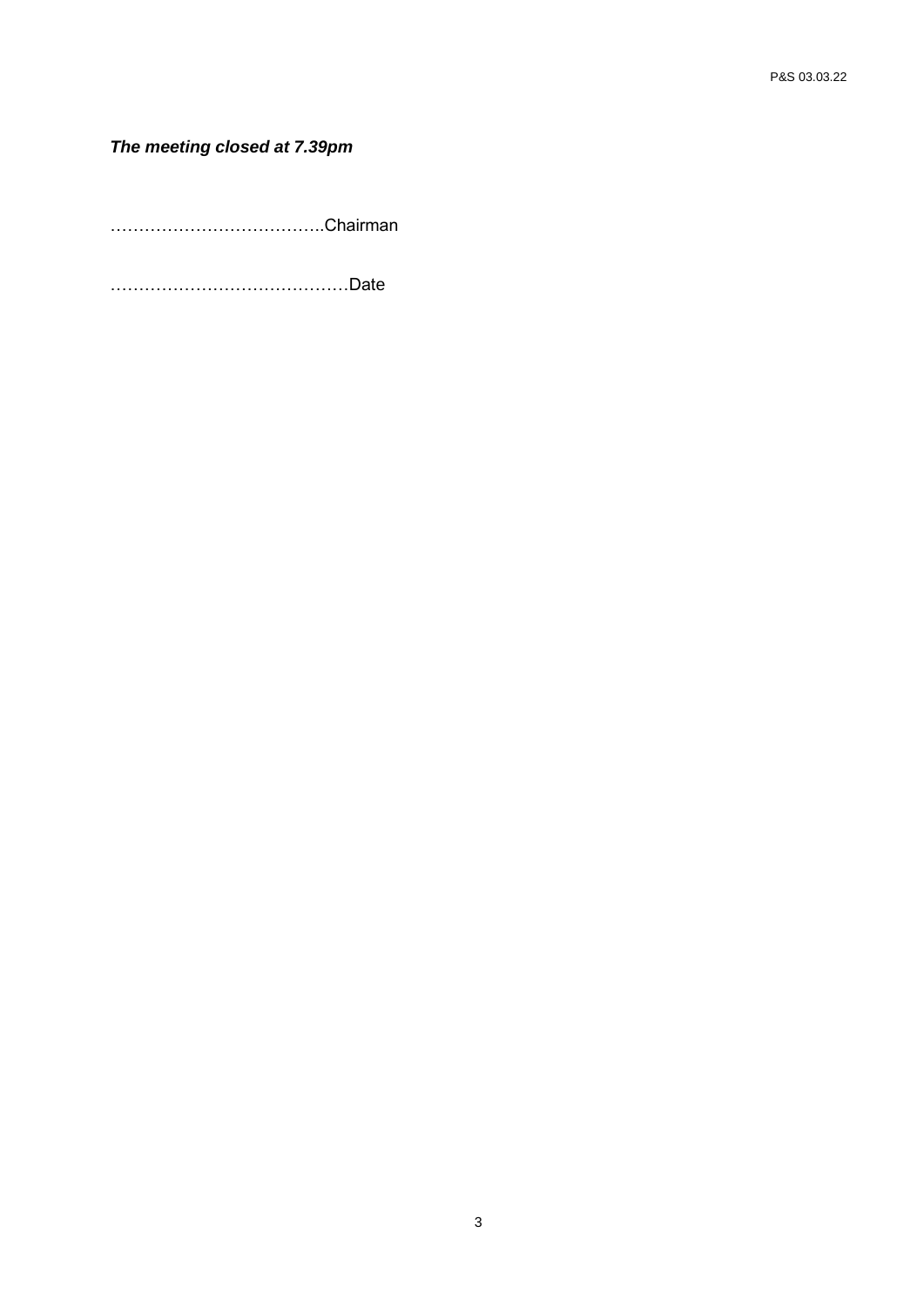***The meeting closed at 7.39pm***

……………………………….Chairman

……………………………………Date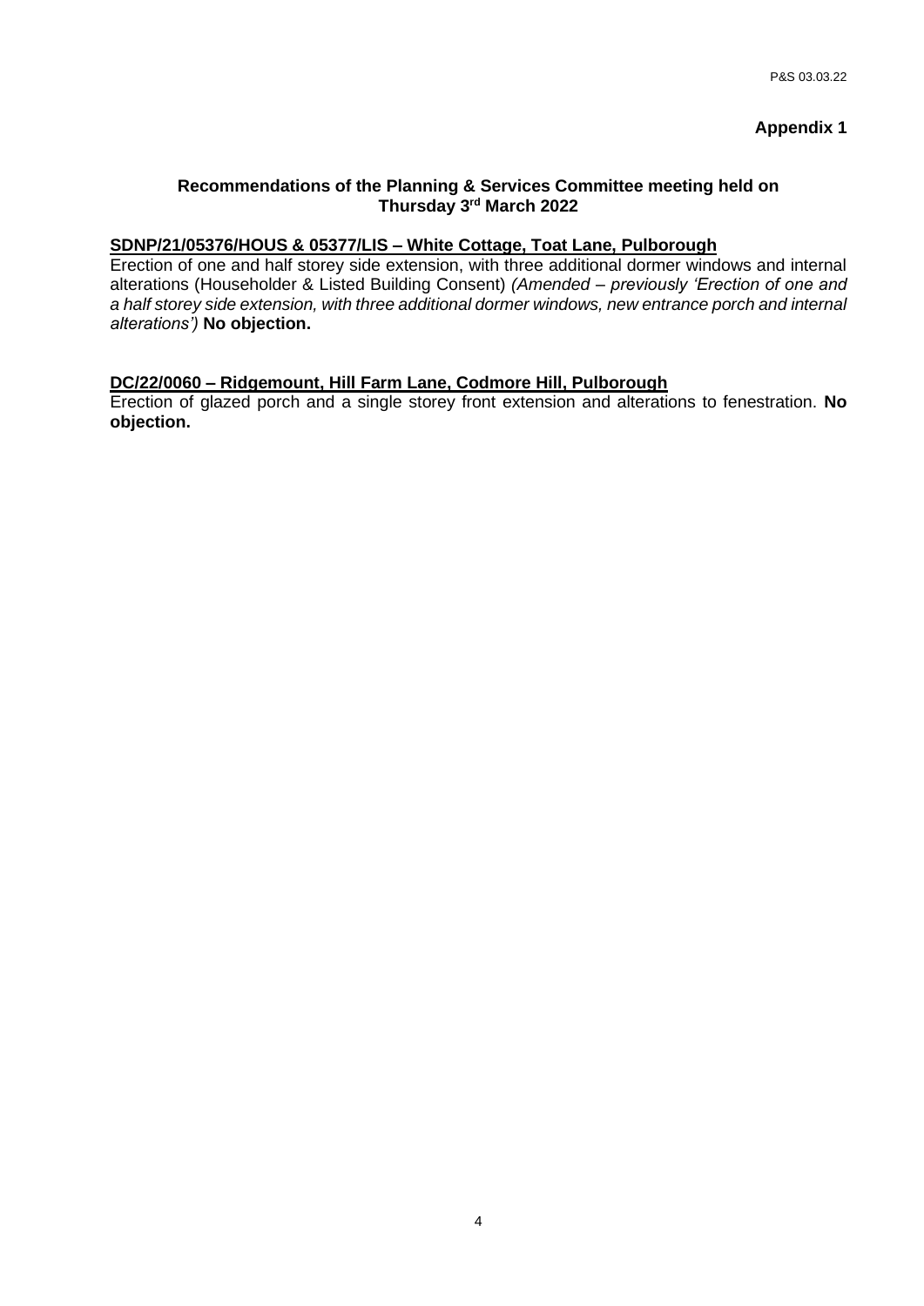**Appendix 1**

**Recommendations of the Planning & Services Committee meeting held on Thursday 3rd March 2022**

**SDNP/21/05376/HOUS & 05377/LIS – White Cottage, Toat Lane, Pulborough**

Erection of one and half storey side extension, with three additional dormer windows and internal alterations (Householder & Listed Building Consent) *(Amended – previously 'Erection of one and a half storey side extension, with three additional dormer windows, new entrance porch and internal alterations')* **No objection.**

**DC/22/0060 – Ridgemount, Hill Farm Lane, Codmore Hill, Pulborough**

Erection of glazed porch and a single storey front extension and alterations to fenestration. **No objection.**